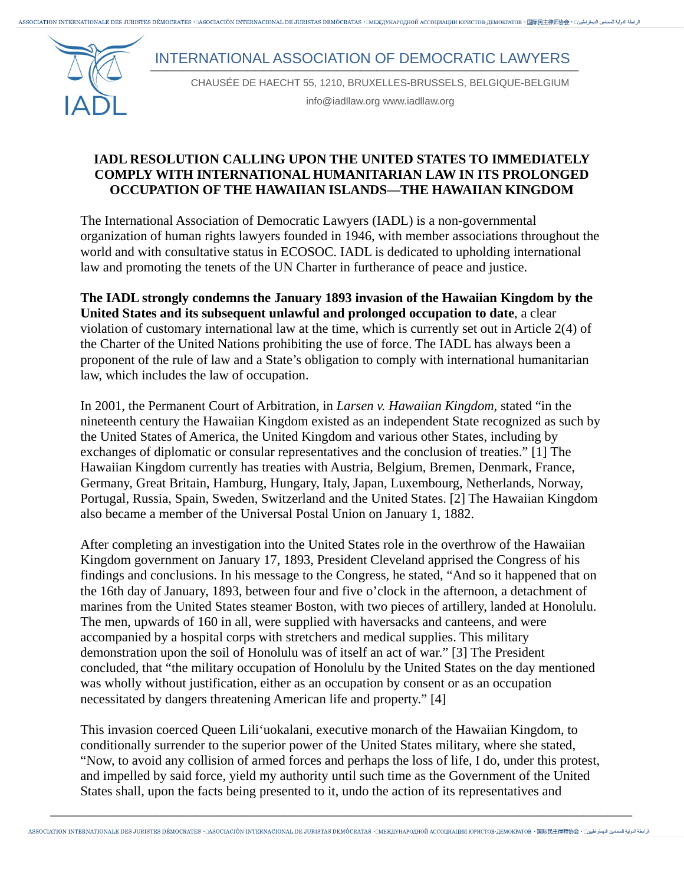# INTERNATIONAL ASSOCIATION OF DEMOCRATIC LAWYERS

CHAUSÉE DE HAECHT 55, 1210, BRUXELLES-BRUSSELS, BELGIQUE-BELGIUM

info@iadllaw.org www.iadllaw.org

## IADL RESOLUTION CALLING UPON THE UNITED STATES TO IMMEDIATELY COMPLY WITH INTERNATIONAL HUMANITARIAN LAW IN ITS PROLONGED OCCUPATION OF THE HAWAIIAN ISLANDS—THE HAWAIIAN KINGDOM

The International Association of Democratic Lawyers (IADL) is a non-governmental organization of human rights lawyers founded in 1946, with member associations throughout the world and with consultative status in ECOSOC. IADL is dedicated to upholding international law and promoting the tenets of the UN Charter in furtherance of peace and justice.

**The IADL strongly condemns the January 1893 invasion of the Hawaiian Kingdom by the United States and its subsequent unlawful and prolonged occupation to date**, a clear violation of customary international law at the time, which is currently set out in Article 2(4) of the Charter of the United Nations prohibiting the use of force. The IADL has always been a proponent of the rule of law and a State's obligation to comply with international humanitarian law, which includes the law of occupation.

In 2001, the Permanent Court of Arbitration, in *Larsen v. Hawaiian Kingdom*, stated "in the nineteenth century the Hawaiian Kingdom existed as an independent State recognized as such by the United States of America, the United Kingdom and various other States, including by exchanges of diplomatic or consular representatives and the conclusion of treaties." [1] The Hawaiian Kingdom currently has treaties with Austria, Belgium, Bremen, Denmark, France, Germany, Great Britain, Hamburg, Hungary, Italy, Japan, Luxembourg, Netherlands, Norway, Portugal, Russia, Spain, Sweden, Switzerland and the United States. [2] The Hawaiian Kingdom also became a member of the Universal Postal Union on January 1, 1882.

After completing an investigation into the United States role in the overthrow of the Hawaiian Kingdom government on January 17, 1893, President Cleveland apprised the Congress of his findings and conclusions. In his message to the Congress, he stated, "And so it happened that on the 16th day of January, 1893, between four and five o'clock in the afternoon, a detachment of marines from the United States steamer Boston, with two pieces of artillery, landed at Honolulu. The men, upwards of 160 in all, were supplied with haversacks and canteens, and were accompanied by a hospital corps with stretchers and medical supplies. This military demonstration upon the soil of Honolulu was of itself an act of war." [3] The President concluded, that "the military occupation of Honolulu by the United States on the day mentioned was wholly without justification, either as an occupation by consent or as an occupation necessitated by dangers threatening American life and property." [4]

This invasion coerced Queen Lili'uokalani, executive monarch of the Hawaiian Kingdom, to conditionally surrender to the superior power of the United States military, where she stated, "Now, to avoid any collision of armed forces and perhaps the loss of life, I do, under this protest, and impelled by said force, yield my authority until such time as the Government of the United States shall, upon the facts being presented to it, undo the action of its representatives and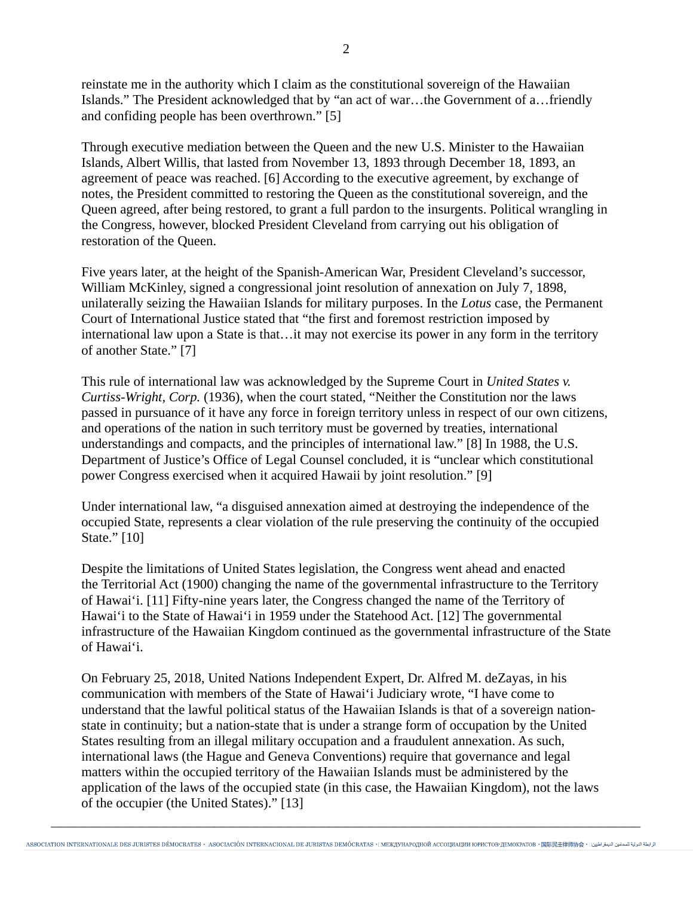reinstate me in the authority which I claim as the constitutional sovereign of the Hawaiian Islands." The President acknowledged that by "an act of war…the Government of a…friendly and confiding people has been overthrown." [5]

Through executive mediation between the Queen and the new U.S. Minister to the Hawaiian Islands, Albert Willis, that lasted from November 13, 1893 through December 18, 1893, an agreement of peace was reached. [6] According to the executive agreement, by exchange of notes, the President committed to restoring the Queen as the constitutional sovereign, and the Queen agreed, after being restored, to grant a full pardon to the insurgents. Political wrangling in the Congress, however, blocked President Cleveland from carrying out his obligation of restoration of the Queen.

Five years later, at the height of the Spanish-American War, President Cleveland's successor, William McKinley, signed a congressional joint resolution of annexation on July 7, 1898, unilaterally seizing the Hawaiian Islands for military purposes. In the *Lotus* case, the Permanent Court of International Justice stated that "the first and foremost restriction imposed by international law upon a State is that…it may not exercise its power in any form in the territory of another State." [7]

This rule of international law was acknowledged by the Supreme Court in *United States v. Curtiss-Wright, Corp.* (1936), when the court stated, "Neither the Constitution nor the laws passed in pursuance of it have any force in foreign territory unless in respect of our own citizens, and operations of the nation in such territory must be governed by treaties, international understandings and compacts, and the principles of international law." [8] In 1988, the U.S. Department of Justice's Office of Legal Counsel concluded, it is "unclear which constitutional power Congress exercised when it acquired Hawaii by joint resolution." [9]

Under international law, "a disguised annexation aimed at destroying the independence of the occupied State, represents a clear violation of the rule preserving the continuity of the occupied State." [10]

Despite the limitations of United States legislation, the Congress went ahead and enacted the Territorial Act (1900) changing the name of the governmental infrastructure to the Territory of Hawai'i. [11] Fifty-nine years later, the Congress changed the name of the Territory of Hawai'i to the State of Hawai'i in 1959 under the Statehood Act. [12] The governmental infrastructure of the Hawaiian Kingdom continued as the governmental infrastructure of the State of Hawai'i.

On February 25, 2018, United Nations Independent Expert, Dr. Alfred M. deZayas, in his communication with members of the State of Hawai'i Judiciary wrote, "I have come to understand that the lawful political status of the Hawaiian Islands is that of a sovereign nation-state in continuity; but a nation-state that is under a strange form of occupation by the United States resulting from an illegal military occupation and a fraudulent annexation. As such, international laws (the Hague and Geneva Conventions) require that governance and legal matters within the occupied territory of the Hawaiian Islands must be administered by the application of the laws of the occupied state (in this case, the Hawaiian Kingdom), not the laws of the occupier (the United States)." [13]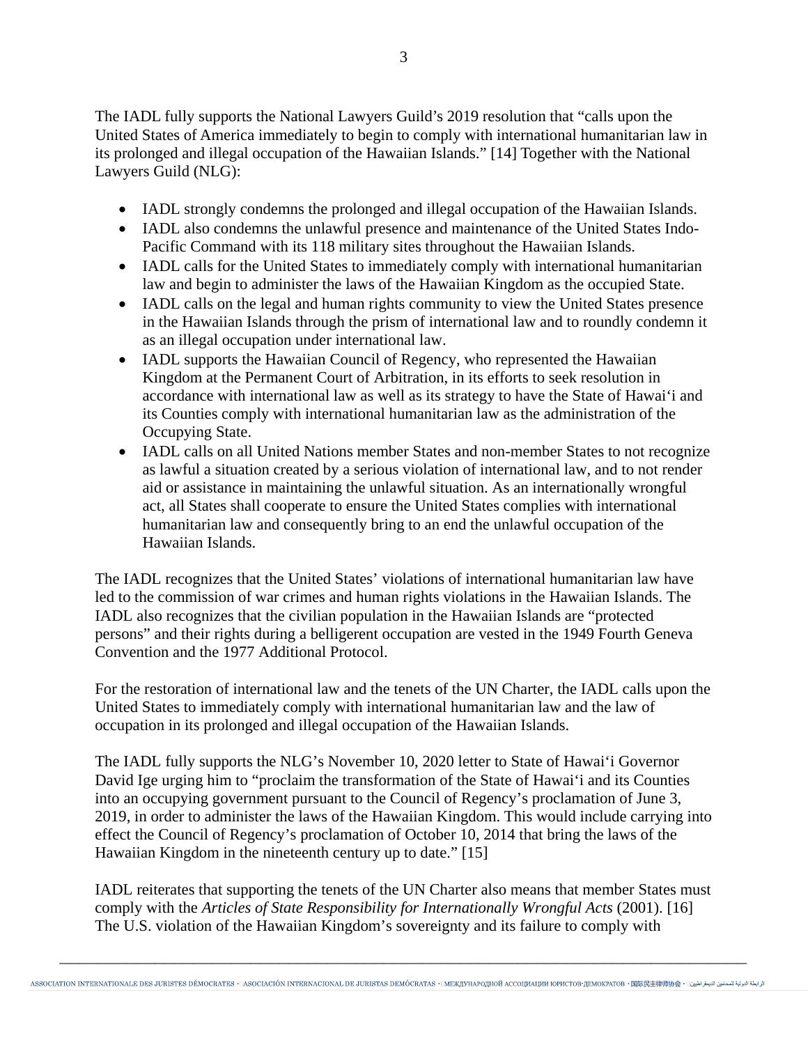The IADL fully supports the National Lawyers Guild's 2019 resolution that "calls upon the United States of America immediately to begin to comply with international humanitarian law in its prolonged and illegal occupation of the Hawaiian Islands." [14] Together with the National Lawyers Guild (NLG):

- IADL strongly condemns the prolonged and illegal occupation of the Hawaiian Islands.
- IADL also condemns the unlawful presence and maintenance of the United States Indo-Pacific Command with its 118 military sites throughout the Hawaiian Islands.
- IADL calls for the United States to immediately comply with international humanitarian law and begin to administer the laws of the Hawaiian Kingdom as the occupied State.
- IADL calls on the legal and human rights community to view the United States presence in the Hawaiian Islands through the prism of international law and to roundly condemn it as an illegal occupation under international law.
- IADL supports the Hawaiian Council of Regency, who represented the Hawaiian Kingdom at the Permanent Court of Arbitration, in its efforts to seek resolution in accordance with international law as well as its strategy to have the State of Hawaiʻi and its Counties comply with international humanitarian law as the administration of the Occupying State.
- IADL calls on all United Nations member States and non-member States to not recognize as lawful a situation created by a serious violation of international law, and to not render aid or assistance in maintaining the unlawful situation. As an internationally wrongful act, all States shall cooperate to ensure the United States complies with international humanitarian law and consequently bring to an end the unlawful occupation of the Hawaiian Islands.

The IADL recognizes that the United States' violations of international humanitarian law have led to the commission of war crimes and human rights violations in the Hawaiian Islands. The IADL also recognizes that the civilian population in the Hawaiian Islands are "protected persons" and their rights during a belligerent occupation are vested in the 1949 Fourth Geneva Convention and the 1977 Additional Protocol.

For the restoration of international law and the tenets of the UN Charter, the IADL calls upon the United States to immediately comply with international humanitarian law and the law of occupation in its prolonged and illegal occupation of the Hawaiian Islands.

The IADL fully supports the NLG's November 10, 2020 letter to State of Hawaiʻi Governor David Ige urging him to "proclaim the transformation of the State of Hawaiʻi and its Counties into an occupying government pursuant to the Council of Regency's proclamation of June 3, 2019, in order to administer the laws of the Hawaiian Kingdom. This would include carrying into effect the Council of Regency's proclamation of October 10, 2014 that bring the laws of the Hawaiian Kingdom in the nineteenth century up to date." [15]

IADL reiterates that supporting the tenets of the UN Charter also means that member States must comply with the *Articles of State Responsibility for Internationally Wrongful Acts* (2001). [16] The U.S. violation of the Hawaiian Kingdom's sovereignty and its failure to comply with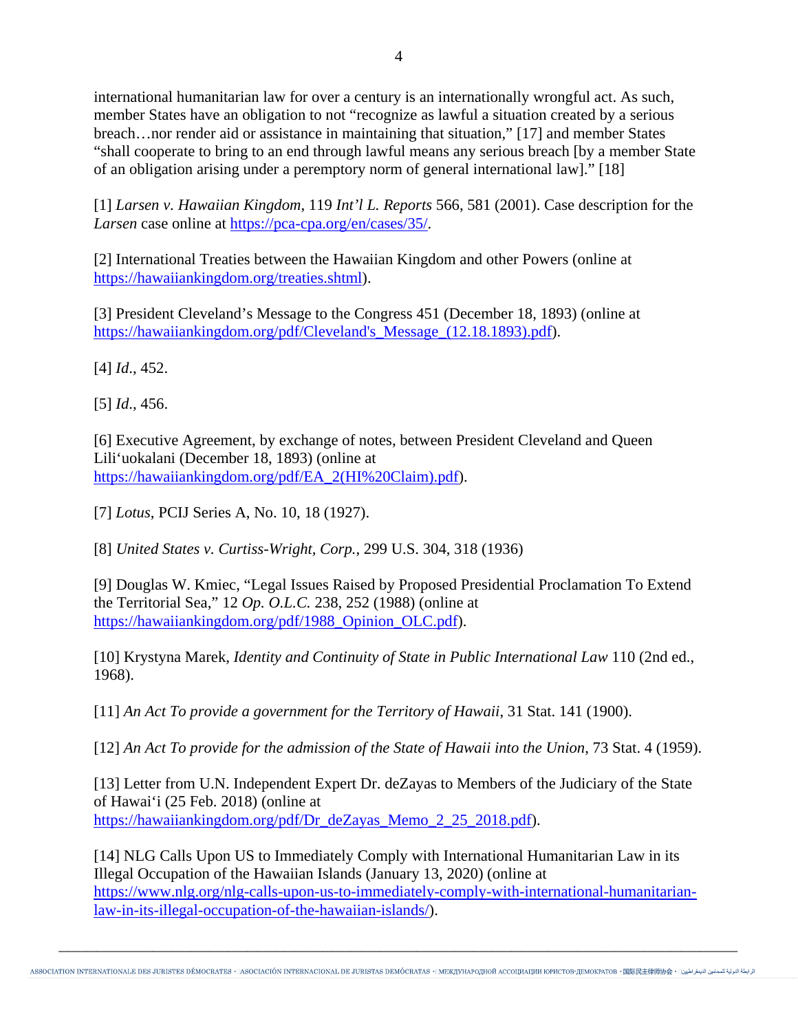international humanitarian law for over a century is an internationally wrongful act. As such, member States have an obligation to not "recognize as lawful a situation created by a serious breach…nor render aid or assistance in maintaining that situation," [17] and member States "shall cooperate to bring to an end through lawful means any serious breach [by a member State of an obligation arising under a peremptory norm of general international law]." [18]

[1] *Larsen v. Hawaiian Kingdom*, 119 *Int'l L. Reports* 566, 581 (2001). Case description for the *Larsen* case online at https://pca-cpa.org/en/cases/35/.

[2] International Treaties between the Hawaiian Kingdom and other Powers (online at https://hawaiiankingdom.org/treaties.shtml).

[3] President Cleveland's Message to the Congress 451 (December 18, 1893) (online at https://hawaiiankingdom.org/pdf/Cleveland's_Message_(12.18.1893).pdf).

[4] *Id*., 452.

[5] *Id*., 456.

[6] Executive Agreement, by exchange of notes, between President Cleveland and Queen Lili'uokalani (December 18, 1893) (online at https://hawaiiankingdom.org/pdf/EA_2(HI%20Claim).pdf).

[7] *Lotus*, PCIJ Series A, No. 10, 18 (1927).

[8] *United States v. Curtiss-Wright, Corp.*, 299 U.S. 304, 318 (1936)

[9] Douglas W. Kmiec, "Legal Issues Raised by Proposed Presidential Proclamation To Extend the Territorial Sea," 12 *Op. O.L.C.* 238, 252 (1988) (online at https://hawaiiankingdom.org/pdf/1988_Opinion_OLC.pdf).

[10] Krystyna Marek, *Identity and Continuity of State in Public International Law* 110 (2nd ed., 1968).

[11] *An Act To provide a government for the Territory of Hawaii*, 31 Stat. 141 (1900).

[12] *An Act To provide for the admission of the State of Hawaii into the Union*, 73 Stat. 4 (1959).

[13] Letter from U.N. Independent Expert Dr. deZayas to Members of the Judiciary of the State of Hawai'i (25 Feb. 2018) (online at https://hawaiiankingdom.org/pdf/Dr_deZayas_Memo_2_25_2018.pdf).

[14] NLG Calls Upon US to Immediately Comply with International Humanitarian Law in its Illegal Occupation of the Hawaiian Islands (January 13, 2020) (online at https://www.nlg.org/nlg-calls-upon-us-to-immediately-comply-with-international-humanitarian-law-in-its-illegal-occupation-of-the-hawaiian-islands/).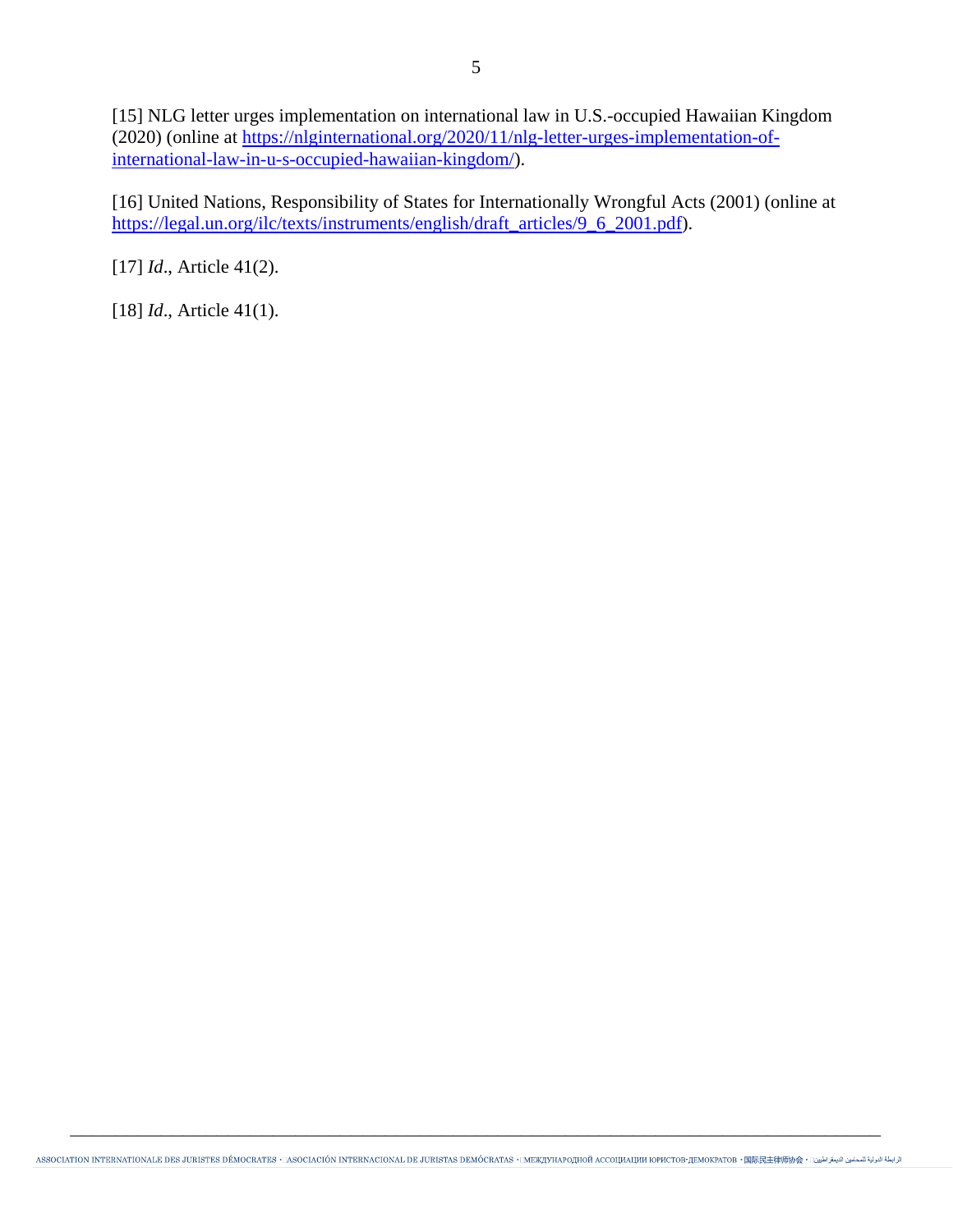[15] NLG letter urges implementation on international law in U.S.-occupied Hawaiian Kingdom (2020) (online at https://nlginternational.org/2020/11/nlg-letter-urges-implementation-of-international-law-in-u-s-occupied-hawaiian-kingdom/).

[16] United Nations, Responsibility of States for Internationally Wrongful Acts (2001) (online at https://legal.un.org/ilc/texts/instruments/english/draft_articles/9_6_2001.pdf).

[17] *Id*., Article 41(2).

[18] *Id*., Article 41(1).